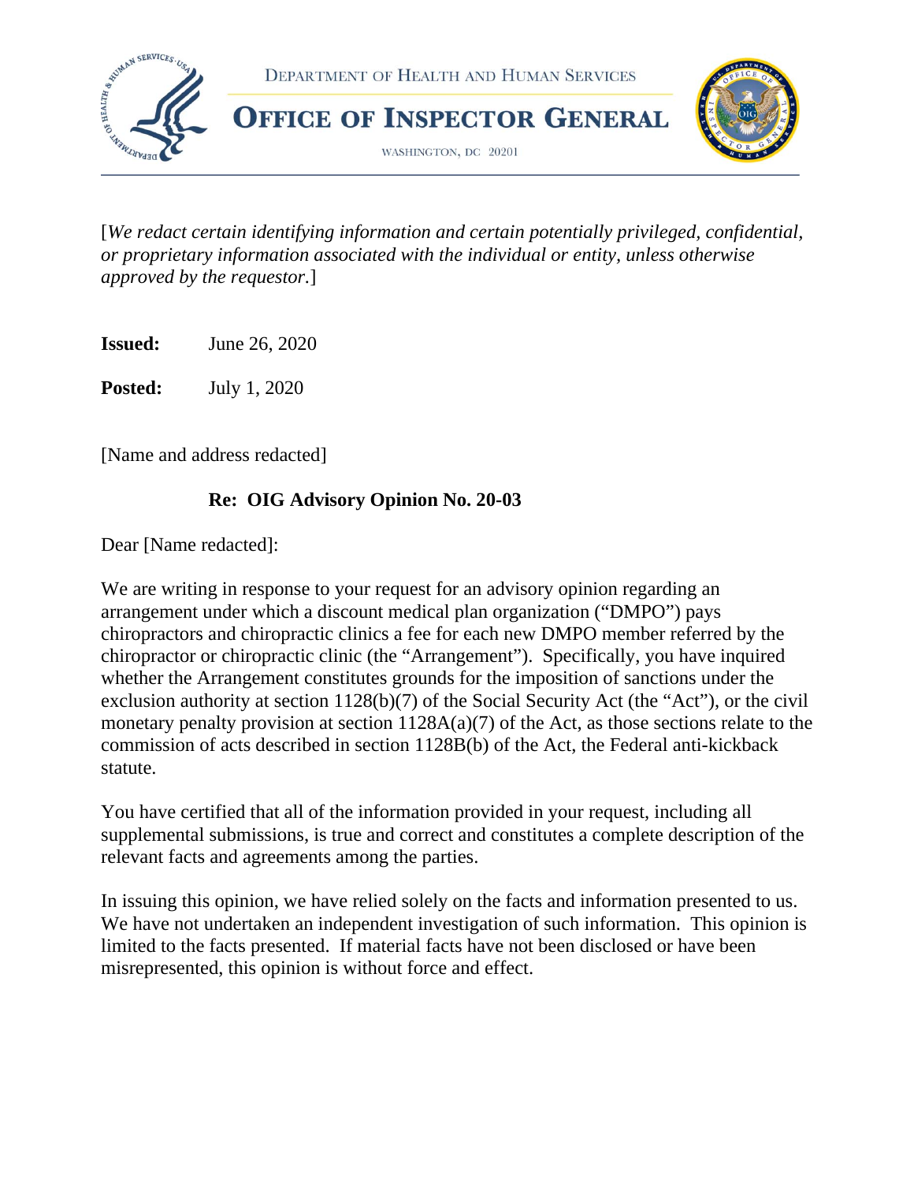DEPARTMENT OF HEALTH AND HUMAN SERVICES

# OFFICE OF INSPECTOR GENERAL

WASHINGTON, DC 20201

[*We redact certain identifying information and certain potentially privileged, confidential, or proprietary information associated with the individual or entity, unless otherwise approved by the requestor.*]

**Issued:** June 26, 2020

**Posted:** July 1, 2020

[Name and address redacted]

**Re: OIG Advisory Opinion No. 20-03**

Dear [Name redacted]:

We are writing in response to your request for an advisory opinion regarding an arrangement under which a discount medical plan organization ("DMPO") pays chiropractors and chiropractic clinics a fee for each new DMPO member referred by the chiropractor or chiropractic clinic (the "Arrangement"). Specifically, you have inquired whether the Arrangement constitutes grounds for the imposition of sanctions under the exclusion authority at section 1128(b)(7) of the Social Security Act (the "Act"), or the civil monetary penalty provision at section 1128A(a)(7) of the Act, as those sections relate to the commission of acts described in section 1128B(b) of the Act, the Federal anti-kickback statute.

You have certified that all of the information provided in your request, including all supplemental submissions, is true and correct and constitutes a complete description of the relevant facts and agreements among the parties.

In issuing this opinion, we have relied solely on the facts and information presented to us. We have not undertaken an independent investigation of such information. This opinion is limited to the facts presented. If material facts have not been disclosed or have been misrepresented, this opinion is without force and effect.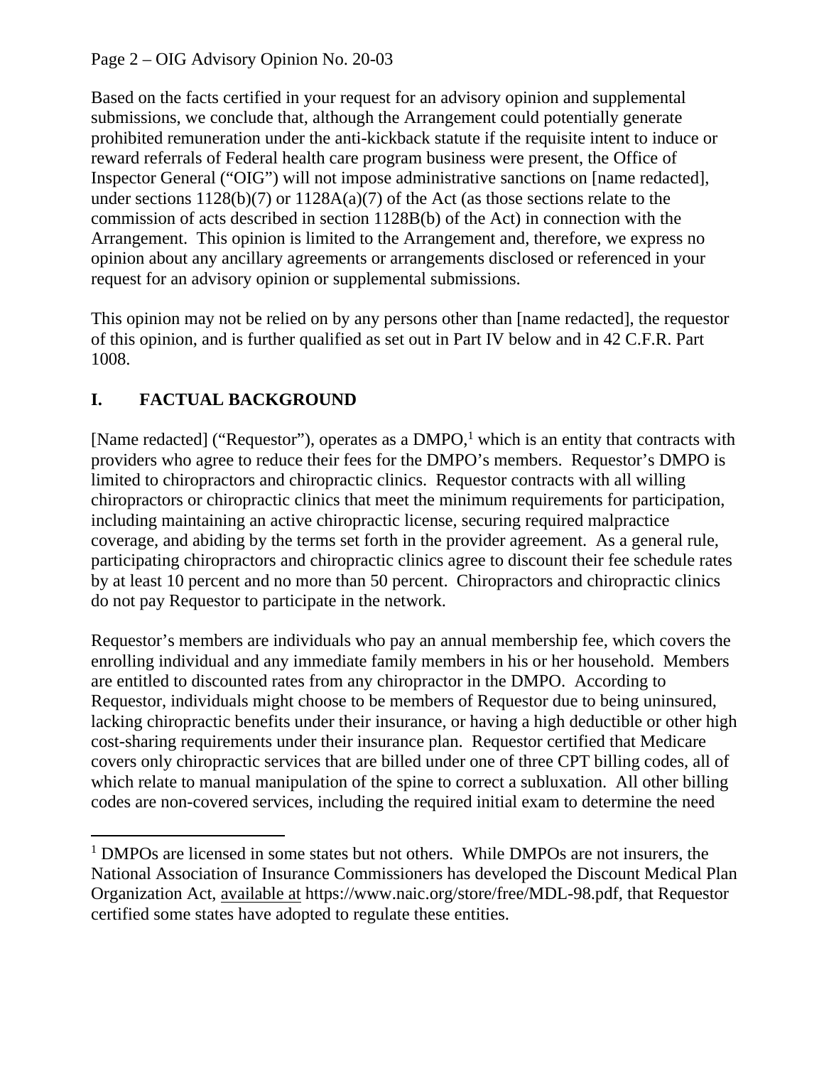Based on the facts certified in your request for an advisory opinion and supplemental submissions, we conclude that, although the Arrangement could potentially generate prohibited remuneration under the anti-kickback statute if the requisite intent to induce or reward referrals of Federal health care program business were present, the Office of Inspector General ("OIG") will not impose administrative sanctions on [name redacted], under sections 1128(b)(7) or 1128A(a)(7) of the Act (as those sections relate to the commission of acts described in section 1128B(b) of the Act) in connection with the Arrangement. This opinion is limited to the Arrangement and, therefore, we express no opinion about any ancillary agreements or arrangements disclosed or referenced in your request for an advisory opinion or supplemental submissions.

This opinion may not be relied on by any persons other than [name redacted], the requestor of this opinion, and is further qualified as set out in Part IV below and in 42 C.F.R. Part 1008.

## I. FACTUAL BACKGROUND

[Name redacted] ("Requestor"), operates as a DMPO,[1] which is an entity that contracts with providers who agree to reduce their fees for the DMPO's members. Requestor's DMPO is limited to chiropractors and chiropractic clinics. Requestor contracts with all willing chiropractors or chiropractic clinics that meet the minimum requirements for participation, including maintaining an active chiropractic license, securing required malpractice coverage, and abiding by the terms set forth in the provider agreement. As a general rule, participating chiropractors and chiropractic clinics agree to discount their fee schedule rates by at least 10 percent and no more than 50 percent. Chiropractors and chiropractic clinics do not pay Requestor to participate in the network.

Requestor's members are individuals who pay an annual membership fee, which covers the enrolling individual and any immediate family members in his or her household. Members are entitled to discounted rates from any chiropractor in the DMPO. According to Requestor, individuals might choose to be members of Requestor due to being uninsured, lacking chiropractic benefits under their insurance, or having a high deductible or other high cost-sharing requirements under their insurance plan. Requestor certified that Medicare covers only chiropractic services that are billed under one of three CPT billing codes, all of which relate to manual manipulation of the spine to correct a subluxation. All other billing codes are non-covered services, including the required initial exam to determine the need

[1] DMPOs are licensed in some states but not others. While DMPOs are not insurers, the National Association of Insurance Commissioners has developed the Discount Medical Plan Organization Act, available at https://www.naic.org/store/free/MDL-98.pdf, that Requestor certified some states have adopted to regulate these entities.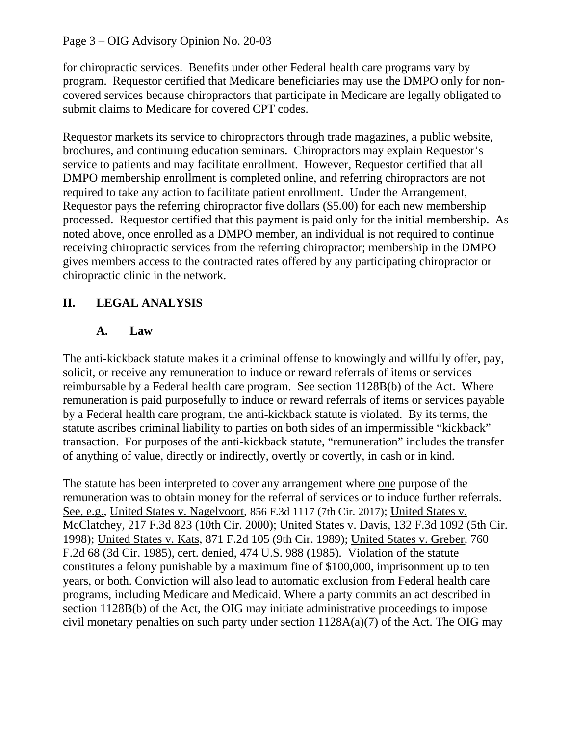for chiropractic services. Benefits under other Federal health care programs vary by program. Requestor certified that Medicare beneficiaries may use the DMPO only for non-covered services because chiropractors that participate in Medicare are legally obligated to submit claims to Medicare for covered CPT codes.

Requestor markets its service to chiropractors through trade magazines, a public website, brochures, and continuing education seminars. Chiropractors may explain Requestor's service to patients and may facilitate enrollment. However, Requestor certified that all DMPO membership enrollment is completed online, and referring chiropractors are not required to take any action to facilitate patient enrollment. Under the Arrangement, Requestor pays the referring chiropractor five dollars ($5.00) for each new membership processed. Requestor certified that this payment is paid only for the initial membership. As noted above, once enrolled as a DMPO member, an individual is not required to continue receiving chiropractic services from the referring chiropractor; membership in the DMPO gives members access to the contracted rates offered by any participating chiropractor or chiropractic clinic in the network.

## II. LEGAL ANALYSIS

### A. Law

The anti-kickback statute makes it a criminal offense to knowingly and willfully offer, pay, solicit, or receive any remuneration to induce or reward referrals of items or services reimbursable by a Federal health care program. See section 1128B(b) of the Act. Where remuneration is paid purposefully to induce or reward referrals of items or services payable by a Federal health care program, the anti-kickback statute is violated. By its terms, the statute ascribes criminal liability to parties on both sides of an impermissible "kickback" transaction. For purposes of the anti-kickback statute, "remuneration" includes the transfer of anything of value, directly or indirectly, overtly or covertly, in cash or in kind.

The statute has been interpreted to cover any arrangement where one purpose of the remuneration was to obtain money for the referral of services or to induce further referrals. See, e.g., United States v. Nagelvoort, 856 F.3d 1117 (7th Cir. 2017); United States v. McClatchey, 217 F.3d 823 (10th Cir. 2000); United States v. Davis, 132 F.3d 1092 (5th Cir. 1998); United States v. Kats, 871 F.2d 105 (9th Cir. 1989); United States v. Greber, 760 F.2d 68 (3d Cir. 1985), cert. denied, 474 U.S. 988 (1985). Violation of the statute constitutes a felony punishable by a maximum fine of $100,000, imprisonment up to ten years, or both. Conviction will also lead to automatic exclusion from Federal health care programs, including Medicare and Medicaid. Where a party commits an act described in section 1128B(b) of the Act, the OIG may initiate administrative proceedings to impose civil monetary penalties on such party under section 1128A(a)(7) of the Act. The OIG may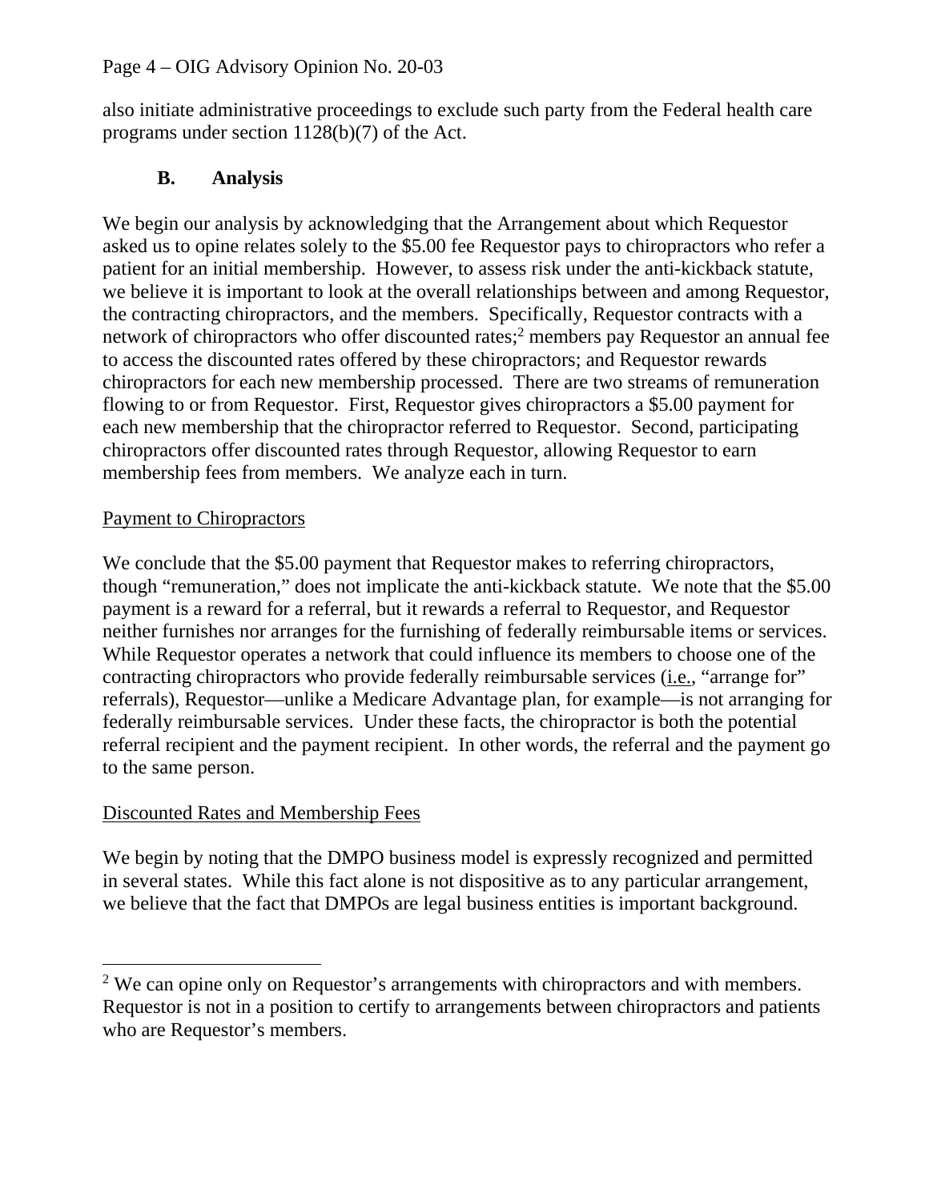also initiate administrative proceedings to exclude such party from the Federal health care programs under section 1128(b)(7) of the Act.

## B. Analysis

We begin our analysis by acknowledging that the Arrangement about which Requestor asked us to opine relates solely to the $5.00 fee Requestor pays to chiropractors who refer a patient for an initial membership. However, to assess risk under the anti-kickback statute, we believe it is important to look at the overall relationships between and among Requestor, the contracting chiropractors, and the members. Specifically, Requestor contracts with a network of chiropractors who offer discounted rates;[2] members pay Requestor an annual fee to access the discounted rates offered by these chiropractors; and Requestor rewards chiropractors for each new membership processed. There are two streams of remuneration flowing to or from Requestor. First, Requestor gives chiropractors a $5.00 payment for each new membership that the chiropractor referred to Requestor. Second, participating chiropractors offer discounted rates through Requestor, allowing Requestor to earn membership fees from members. We analyze each in turn.

<u>Payment to Chiropractors</u>

We conclude that the $5.00 payment that Requestor makes to referring chiropractors, though "remuneration," does not implicate the anti-kickback statute. We note that the $5.00 payment is a reward for a referral, but it rewards a referral to Requestor, and Requestor neither furnishes nor arranges for the furnishing of federally reimbursable items or services. While Requestor operates a network that could influence its members to choose one of the contracting chiropractors who provide federally reimbursable services (<u>i.e.</u>, "arrange for" referrals), Requestor—unlike a Medicare Advantage plan, for example—is not arranging for federally reimbursable services. Under these facts, the chiropractor is both the potential referral recipient and the payment recipient. In other words, the referral and the payment go to the same person.

<u>Discounted Rates and Membership Fees</u>

We begin by noting that the DMPO business model is expressly recognized and permitted in several states. While this fact alone is not dispositive as to any particular arrangement, we believe that the fact that DMPOs are legal business entities is important background.

[2] We can opine only on Requestor's arrangements with chiropractors and with members. Requestor is not in a position to certify to arrangements between chiropractors and patients who are Requestor's members.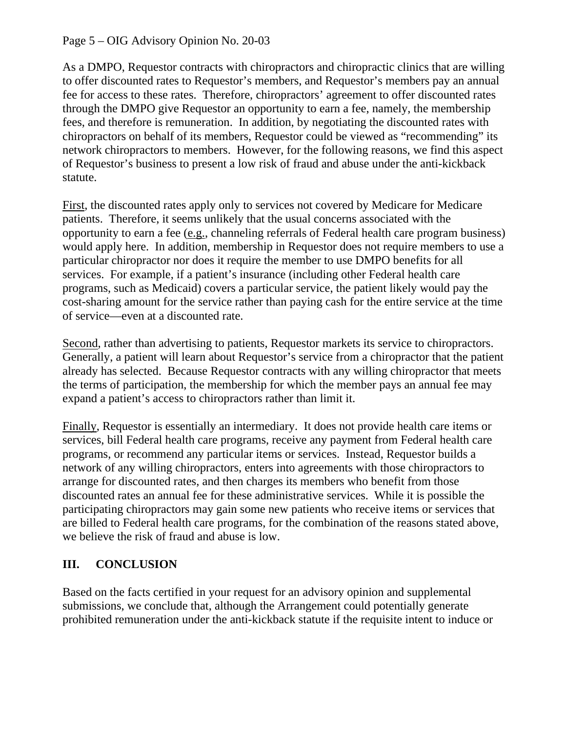As a DMPO, Requestor contracts with chiropractors and chiropractic clinics that are willing to offer discounted rates to Requestor's members, and Requestor's members pay an annual fee for access to these rates. Therefore, chiropractors' agreement to offer discounted rates through the DMPO give Requestor an opportunity to earn a fee, namely, the membership fees, and therefore is remuneration. In addition, by negotiating the discounted rates with chiropractors on behalf of its members, Requestor could be viewed as "recommending" its network chiropractors to members. However, for the following reasons, we find this aspect of Requestor's business to present a low risk of fraud and abuse under the anti-kickback statute.

First, the discounted rates apply only to services not covered by Medicare for Medicare patients. Therefore, it seems unlikely that the usual concerns associated with the opportunity to earn a fee (e.g., channeling referrals of Federal health care program business) would apply here. In addition, membership in Requestor does not require members to use a particular chiropractor nor does it require the member to use DMPO benefits for all services. For example, if a patient's insurance (including other Federal health care programs, such as Medicaid) covers a particular service, the patient likely would pay the cost-sharing amount for the service rather than paying cash for the entire service at the time of service—even at a discounted rate.

Second, rather than advertising to patients, Requestor markets its service to chiropractors. Generally, a patient will learn about Requestor's service from a chiropractor that the patient already has selected. Because Requestor contracts with any willing chiropractor that meets the terms of participation, the membership for which the member pays an annual fee may expand a patient's access to chiropractors rather than limit it.

Finally, Requestor is essentially an intermediary. It does not provide health care items or services, bill Federal health care programs, receive any payment from Federal health care programs, or recommend any particular items or services. Instead, Requestor builds a network of any willing chiropractors, enters into agreements with those chiropractors to arrange for discounted rates, and then charges its members who benefit from those discounted rates an annual fee for these administrative services. While it is possible the participating chiropractors may gain some new patients who receive items or services that are billed to Federal health care programs, for the combination of the reasons stated above, we believe the risk of fraud and abuse is low.

## III. CONCLUSION

Based on the facts certified in your request for an advisory opinion and supplemental submissions, we conclude that, although the Arrangement could potentially generate prohibited remuneration under the anti-kickback statute if the requisite intent to induce or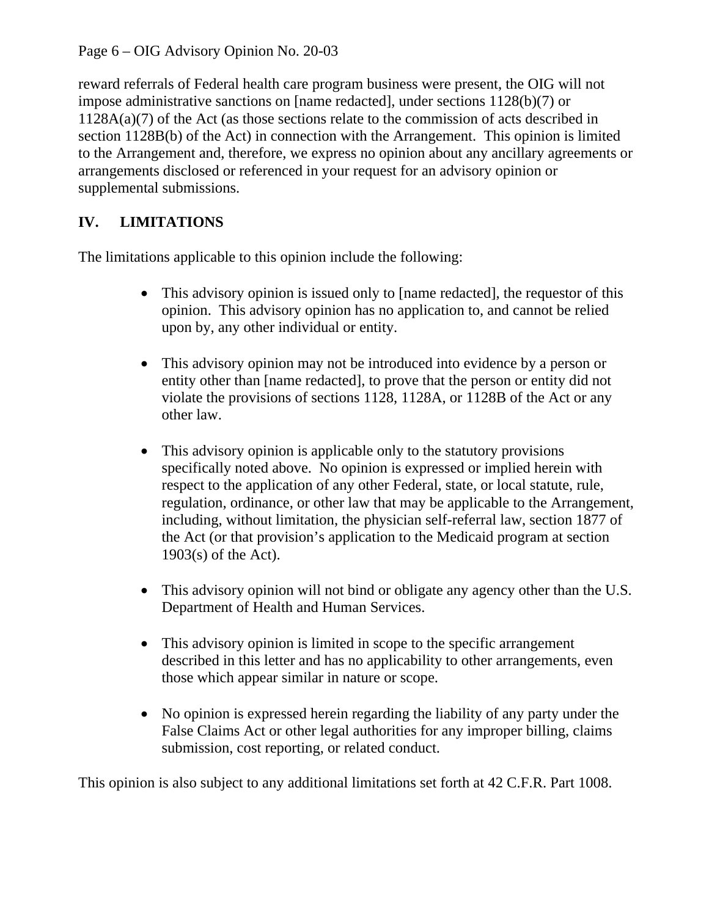reward referrals of Federal health care program business were present, the OIG will not impose administrative sanctions on [name redacted], under sections 1128(b)(7) or 1128A(a)(7) of the Act (as those sections relate to the commission of acts described in section 1128B(b) of the Act) in connection with the Arrangement. This opinion is limited to the Arrangement and, therefore, we express no opinion about any ancillary agreements or arrangements disclosed or referenced in your request for an advisory opinion or supplemental submissions.

## IV. LIMITATIONS

The limitations applicable to this opinion include the following:

- This advisory opinion is issued only to [name redacted], the requestor of this opinion. This advisory opinion has no application to, and cannot be relied upon by, any other individual or entity.

- This advisory opinion may not be introduced into evidence by a person or entity other than [name redacted], to prove that the person or entity did not violate the provisions of sections 1128, 1128A, or 1128B of the Act or any other law.

- This advisory opinion is applicable only to the statutory provisions specifically noted above. No opinion is expressed or implied herein with respect to the application of any other Federal, state, or local statute, rule, regulation, ordinance, or other law that may be applicable to the Arrangement, including, without limitation, the physician self-referral law, section 1877 of the Act (or that provision's application to the Medicaid program at section 1903(s) of the Act).

- This advisory opinion will not bind or obligate any agency other than the U.S. Department of Health and Human Services.

- This advisory opinion is limited in scope to the specific arrangement described in this letter and has no applicability to other arrangements, even those which appear similar in nature or scope.

- No opinion is expressed herein regarding the liability of any party under the False Claims Act or other legal authorities for any improper billing, claims submission, cost reporting, or related conduct.

This opinion is also subject to any additional limitations set forth at 42 C.F.R. Part 1008.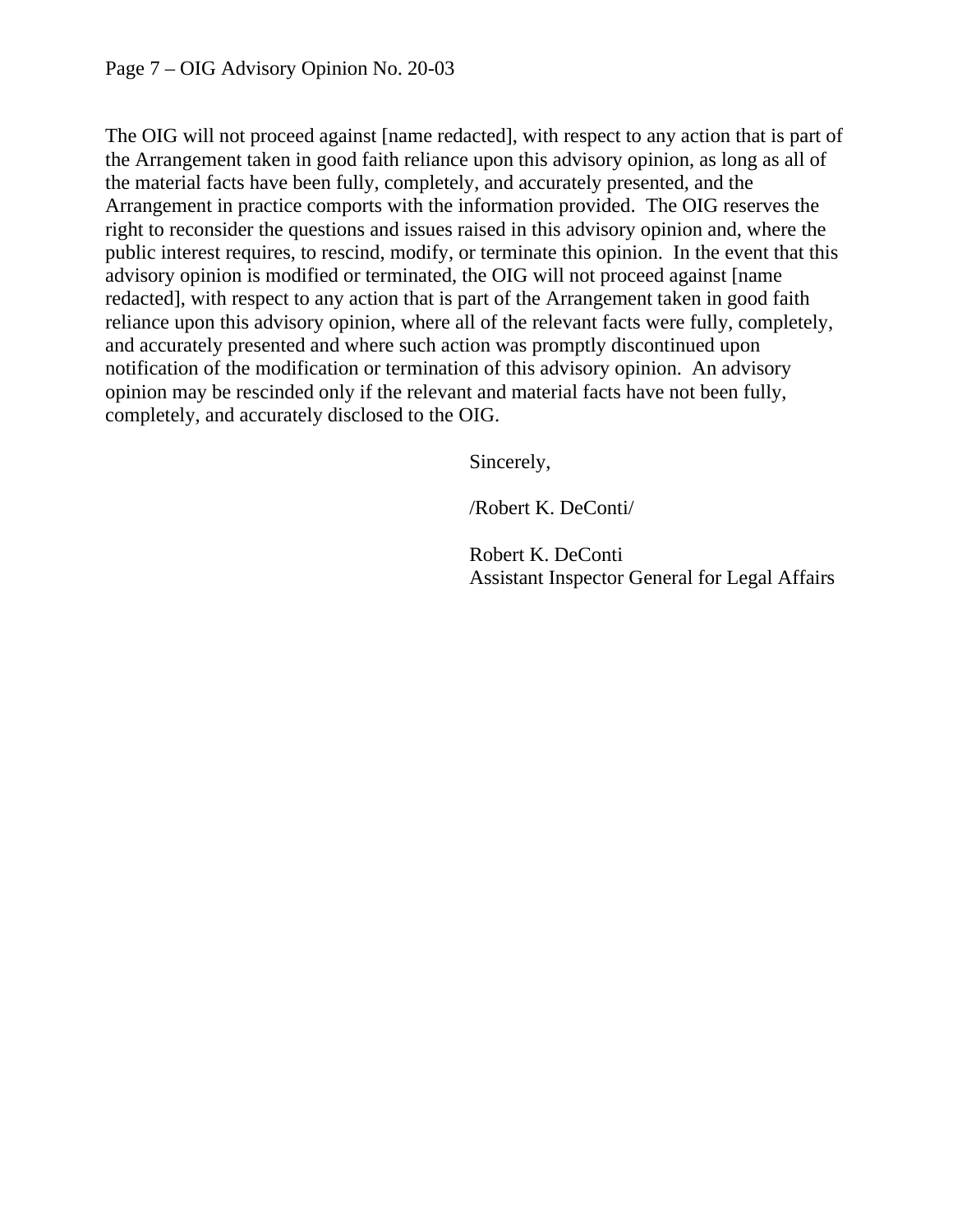The OIG will not proceed against [name redacted], with respect to any action that is part of the Arrangement taken in good faith reliance upon this advisory opinion, as long as all of the material facts have been fully, completely, and accurately presented, and the Arrangement in practice comports with the information provided. The OIG reserves the right to reconsider the questions and issues raised in this advisory opinion and, where the public interest requires, to rescind, modify, or terminate this opinion. In the event that this advisory opinion is modified or terminated, the OIG will not proceed against [name redacted], with respect to any action that is part of the Arrangement taken in good faith reliance upon this advisory opinion, where all of the relevant facts were fully, completely, and accurately presented and where such action was promptly discontinued upon notification of the modification or termination of this advisory opinion. An advisory opinion may be rescinded only if the relevant and material facts have not been fully, completely, and accurately disclosed to the OIG.

Sincerely,

/Robert K. DeConti/

Robert K. DeConti
Assistant Inspector General for Legal Affairs